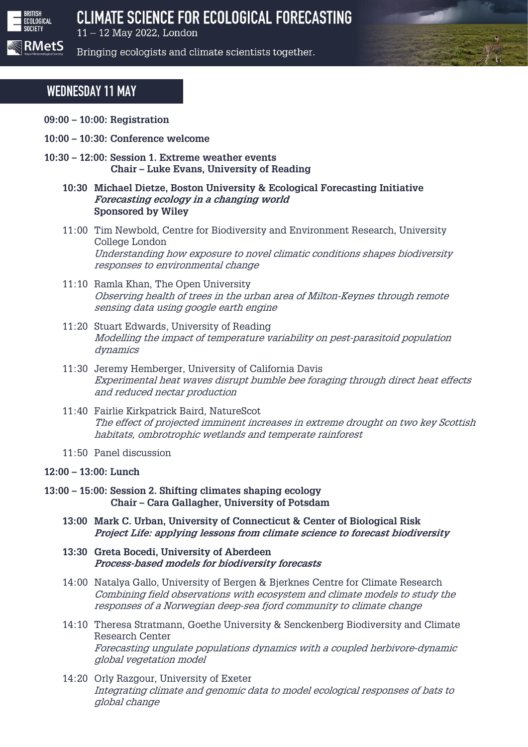# CLIMATE SCIENCE FOR ECOLOGICAL FORECASTING

11 – 12 May 2022, London

Bringing ecologists and climate scientists together.

## WEDNESDAY 11 MAY

**09:00 – 10:00: Registration**

**10:00 – 10:30: Conference welcome**

**10:30 – 12:00: Session 1. Extreme weather events**
**Chair – Luke Evans, University of Reading**

**10:30 Michael Dietze, Boston University & Ecological Forecasting Initiative**
***Forecasting ecology in a changing world***
**Sponsored by Wiley**

11:00 Tim Newbold, Centre for Biodiversity and Environment Research, University College London
*Understanding how exposure to novel climatic conditions shapes biodiversity responses to environmental change*

11:10 Ramla Khan, The Open University
*Observing health of trees in the urban area of Milton-Keynes through remote sensing data using google earth engine*

11:20 Stuart Edwards, University of Reading
*Modelling the impact of temperature variability on pest-parasitoid population dynamics*

11:30 Jeremy Hemberger, University of California Davis
*Experimental heat waves disrupt bumble bee foraging through direct heat effects and reduced nectar production*

11:40 Fairlie Kirkpatrick Baird, NatureScot
*The effect of projected imminent increases in extreme drought on two key Scottish habitats, ombrotrophic wetlands and temperate rainforest*

11:50 Panel discussion

**12:00 – 13:00: Lunch**

**13:00 – 15:00: Session 2. Shifting climates shaping ecology**
**Chair – Cara Gallagher, University of Potsdam**

**13:00 Mark C. Urban, University of Connecticut & Center of Biological Risk**
***Project Life: applying lessons from climate science to forecast biodiversity***

**13:30 Greta Bocedi, University of Aberdeen**
***Process-based models for biodiversity forecasts***

14:00 Natalya Gallo, University of Bergen & Bjerknes Centre for Climate Research
*Combining field observations with ecosystem and climate models to study the responses of a Norwegian deep-sea fjord community to climate change*

14:10 Theresa Stratmann, Goethe University & Senckenberg Biodiversity and Climate Research Center
*Forecasting ungulate populations dynamics with a coupled herbivore-dynamic global vegetation model*

14:20 Orly Razgour, University of Exeter
*Integrating climate and genomic data to model ecological responses of bats to global change*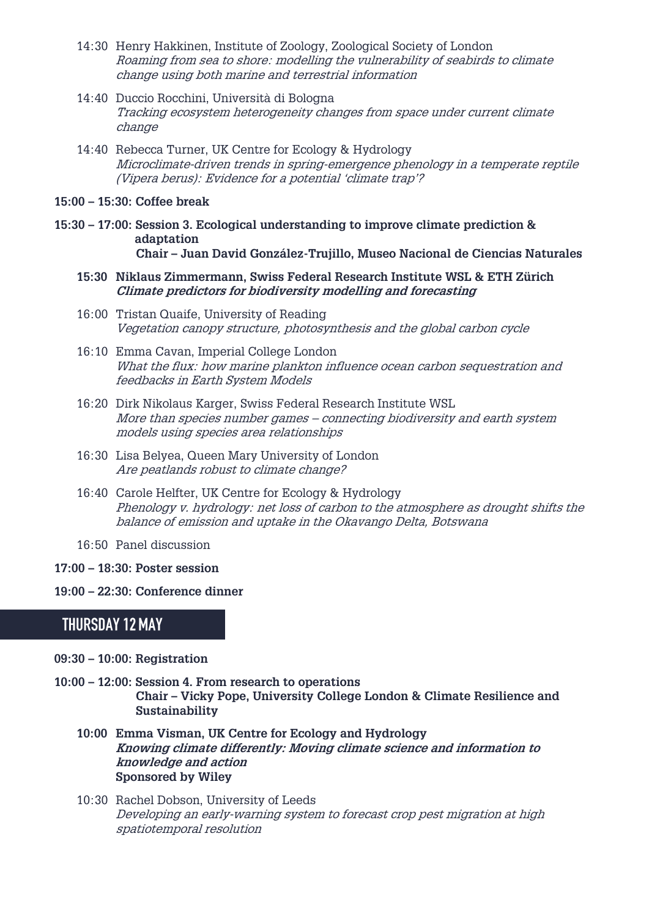14:30 Henry Hakkinen, Institute of Zoology, Zoological Society of London
*Roaming from sea to shore: modelling the vulnerability of seabirds to climate change using both marine and terrestrial information*

14:40 Duccio Rocchini, Università di Bologna
*Tracking ecosystem heterogeneity changes from space under current climate change*

14:40 Rebecca Turner, UK Centre for Ecology & Hydrology
*Microclimate-driven trends in spring-emergence phenology in a temperate reptile (Vipera berus): Evidence for a potential 'climate trap'?*

**15:00 – 15:30: Coffee break**

**15:30 – 17:00: Session 3. Ecological understanding to improve climate prediction & adaptation**
**Chair – Juan David González-Trujillo, Museo Nacional de Ciencias Naturales**

**15:30 Niklaus Zimmermann, Swiss Federal Research Institute WSL & ETH Zürich**
***Climate predictors for biodiversity modelling and forecasting***

16:00 Tristan Quaife, University of Reading
*Vegetation canopy structure, photosynthesis and the global carbon cycle*

16:10 Emma Cavan, Imperial College London
*What the flux: how marine plankton influence ocean carbon sequestration and feedbacks in Earth System Models*

16:20 Dirk Nikolaus Karger, Swiss Federal Research Institute WSL
*More than species number games – connecting biodiversity and earth system models using species area relationships*

16:30 Lisa Belyea, Queen Mary University of London
*Are peatlands robust to climate change?*

16:40 Carole Helfter, UK Centre for Ecology & Hydrology
*Phenology v. hydrology: net loss of carbon to the atmosphere as drought shifts the balance of emission and uptake in the Okavango Delta, Botswana*

16:50 Panel discussion

**17:00 – 18:30: Poster session**

**19:00 – 22:30: Conference dinner**

## THURSDAY 12 MAY

**09:30 – 10:00: Registration**

**10:00 – 12:00: Session 4. From research to operations**
**Chair – Vicky Pope, University College London & Climate Resilience and Sustainability**

**10:00 Emma Visman, UK Centre for Ecology and Hydrology**
***Knowing climate differently: Moving climate science and information to knowledge and action***
**Sponsored by Wiley**

10:30 Rachel Dobson, University of Leeds
*Developing an early-warning system to forecast crop pest migration at high spatiotemporal resolution*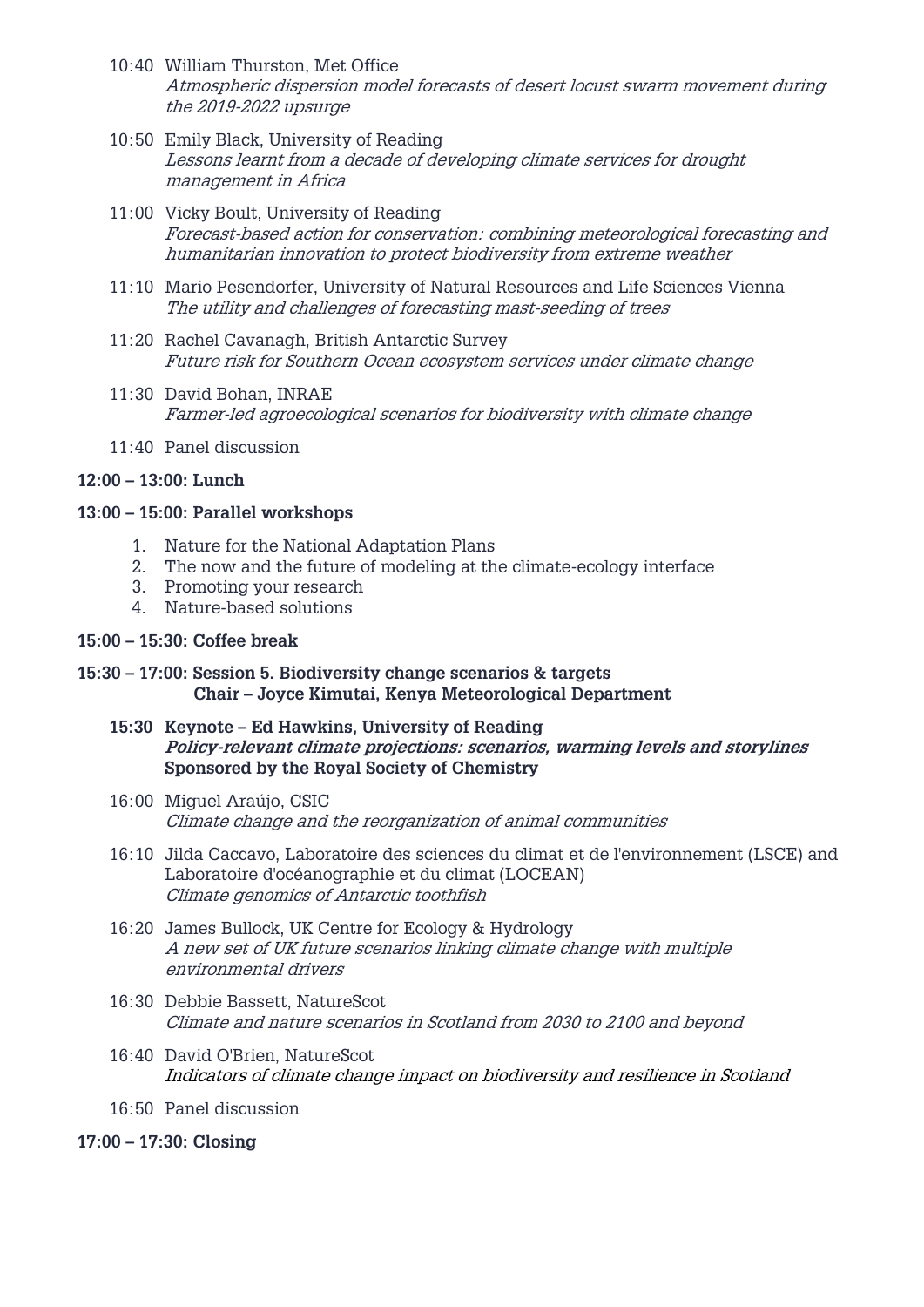10:40 William Thurston, Met Office
*Atmospheric dispersion model forecasts of desert locust swarm movement during the 2019-2022 upsurge*

10:50 Emily Black, University of Reading
*Lessons learnt from a decade of developing climate services for drought management in Africa*

11:00 Vicky Boult, University of Reading
*Forecast-based action for conservation: combining meteorological forecasting and humanitarian innovation to protect biodiversity from extreme weather*

11:10 Mario Pesendorfer, University of Natural Resources and Life Sciences Vienna
*The utility and challenges of forecasting mast-seeding of trees*

11:20 Rachel Cavanagh, British Antarctic Survey
*Future risk for Southern Ocean ecosystem services under climate change*

11:30 David Bohan, INRAE
*Farmer-led agroecological scenarios for biodiversity with climate change*

11:40 Panel discussion

**12:00 – 13:00: Lunch**

**13:00 – 15:00: Parallel workshops**

1. Nature for the National Adaptation Plans
2. The now and the future of modeling at the climate-ecology interface
3. Promoting your research
4. Nature-based solutions

**15:00 – 15:30: Coffee break**

**15:30 – 17:00: Session 5. Biodiversity change scenarios & targets**
**Chair – Joyce Kimutai, Kenya Meteorological Department**

**15:30 Keynote – Ed Hawkins, University of Reading**
***Policy-relevant climate projections: scenarios, warming levels and storylines***
**Sponsored by the Royal Society of Chemistry**

16:00 Miguel Araújo, CSIC
*Climate change and the reorganization of animal communities*

16:10 Jilda Caccavo, Laboratoire des sciences du climat et de l'environnement (LSCE) and Laboratoire d'océanographie et du climat (LOCEAN)
*Climate genomics of Antarctic toothfish*

16:20 James Bullock, UK Centre for Ecology & Hydrology
*A new set of UK future scenarios linking climate change with multiple environmental drivers*

16:30 Debbie Bassett, NatureScot
*Climate and nature scenarios in Scotland from 2030 to 2100 and beyond*

16:40 David O'Brien, NatureScot
*Indicators of climate change impact on biodiversity and resilience in Scotland*

16:50 Panel discussion

**17:00 – 17:30: Closing**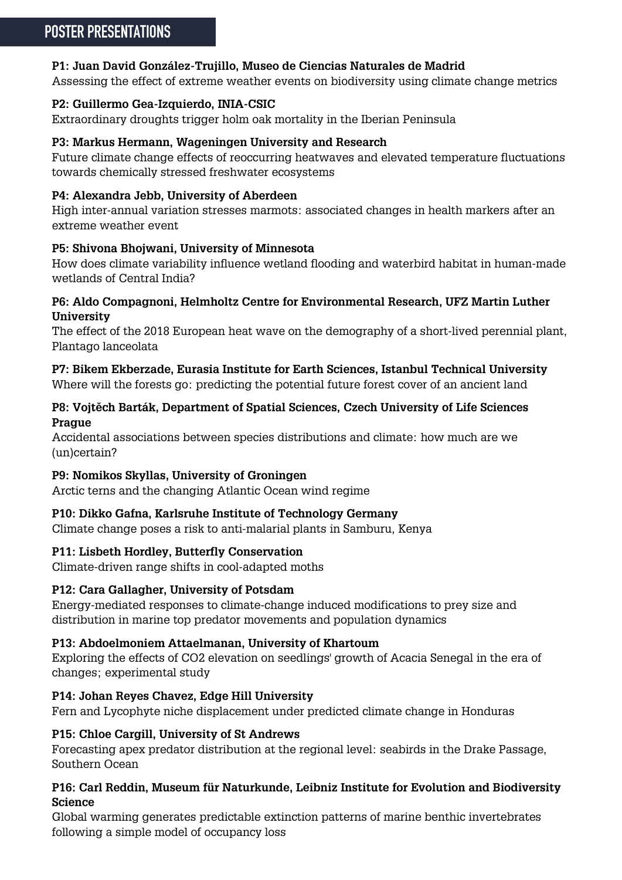## POSTER PRESENTATIONS

**P1: Juan David González-Trujillo, Museo de Ciencias Naturales de Madrid**
Assessing the effect of extreme weather events on biodiversity using climate change metrics

**P2: Guillermo Gea-Izquierdo, INIA-CSIC**
Extraordinary droughts trigger holm oak mortality in the Iberian Peninsula

**P3: Markus Hermann, Wageningen University and Research**
Future climate change effects of reoccurring heatwaves and elevated temperature fluctuations towards chemically stressed freshwater ecosystems

**P4: Alexandra Jebb, University of Aberdeen**
High inter-annual variation stresses marmots: associated changes in health markers after an extreme weather event

**P5: Shivona Bhojwani, University of Minnesota**
How does climate variability influence wetland flooding and waterbird habitat in human-made wetlands of Central India?

**P6: Aldo Compagnoni, Helmholtz Centre for Environmental Research, UFZ Martin Luther University**
The effect of the 2018 European heat wave on the demography of a short-lived perennial plant, Plantago lanceolata

**P7: Bikem Ekberzade, Eurasia Institute for Earth Sciences, Istanbul Technical University**
Where will the forests go: predicting the potential future forest cover of an ancient land

**P8: Vojtěch Barták, Department of Spatial Sciences, Czech University of Life Sciences Prague**
Accidental associations between species distributions and climate: how much are we (un)certain?

**P9: Nomikos Skyllas, University of Groningen**
Arctic terns and the changing Atlantic Ocean wind regime

**P10: Dikko Gafna, Karlsruhe Institute of Technology Germany**
Climate change poses a risk to anti-malarial plants in Samburu, Kenya

**P11: Lisbeth Hordley, Butterfly Conservation**
Climate-driven range shifts in cool-adapted moths

**P12: Cara Gallagher, University of Potsdam**
Energy-mediated responses to climate-change induced modifications to prey size and distribution in marine top predator movements and population dynamics

**P13: Abdoelmoniem Attaelmanan, University of Khartoum**
Exploring the effects of $CO_2$ elevation on seedlings' growth of Acacia Senegal in the era of changes; experimental study

**P14: Johan Reyes Chavez, Edge Hill University**
Fern and Lycophyte niche displacement under predicted climate change in Honduras

**P15: Chloe Cargill, University of St Andrews**
Forecasting apex predator distribution at the regional level: seabirds in the Drake Passage, Southern Ocean

**P16: Carl Reddin, Museum für Naturkunde, Leibniz Institute for Evolution and Biodiversity Science**
Global warming generates predictable extinction patterns of marine benthic invertebrates following a simple model of occupancy loss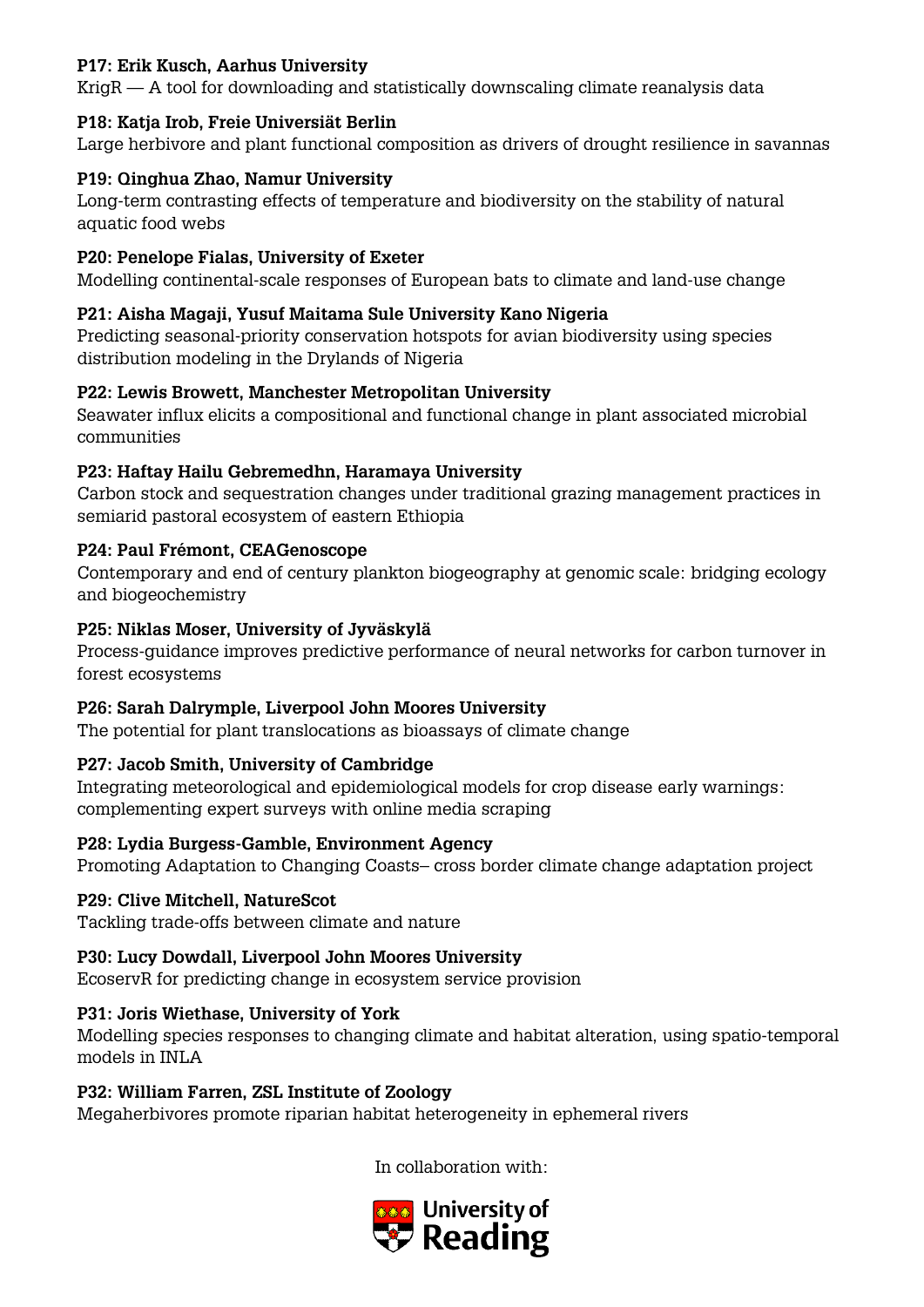**P17: Erik Kusch, Aarhus University**
KrigR — A tool for downloading and statistically downscaling climate reanalysis data

**P18: Katja Irob, Freie Universiät Berlin**
Large herbivore and plant functional composition as drivers of drought resilience in savannas

**P19: Qinghua Zhao, Namur University**
Long-term contrasting effects of temperature and biodiversity on the stability of natural aquatic food webs

**P20: Penelope Fialas, University of Exeter**
Modelling continental-scale responses of European bats to climate and land-use change

**P21: Aisha Magaji, Yusuf Maitama Sule University Kano Nigeria**
Predicting seasonal-priority conservation hotspots for avian biodiversity using species distribution modeling in the Drylands of Nigeria

**P22: Lewis Browett, Manchester Metropolitan University**
Seawater influx elicits a compositional and functional change in plant associated microbial communities

**P23: Haftay Hailu Gebremedhn, Haramaya University**
Carbon stock and sequestration changes under traditional grazing management practices in semiarid pastoral ecosystem of eastern Ethiopia

**P24: Paul Frémont, CEAGenoscope**
Contemporary and end of century plankton biogeography at genomic scale: bridging ecology and biogeochemistry

**P25: Niklas Moser, University of Jyväskylä**
Process-guidance improves predictive performance of neural networks for carbon turnover in forest ecosystems

**P26: Sarah Dalrymple, Liverpool John Moores University**
The potential for plant translocations as bioassays of climate change

**P27: Jacob Smith, University of Cambridge**
Integrating meteorological and epidemiological models for crop disease early warnings: complementing expert surveys with online media scraping

**P28: Lydia Burgess-Gamble, Environment Agency**
Promoting Adaptation to Changing Coasts– cross border climate change adaptation project

**P29: Clive Mitchell, NatureScot**
Tackling trade-offs between climate and nature

**P30: Lucy Dowdall, Liverpool John Moores University**
EcoservR for predicting change in ecosystem service provision

**P31: Joris Wiethase, University of York**
Modelling species responses to changing climate and habitat alteration, using spatio-temporal models in INLA

**P32: William Farren, ZSL Institute of Zoology**
Megaherbivores promote riparian habitat heterogeneity in ephemeral rivers

In collaboration with:

University of Reading